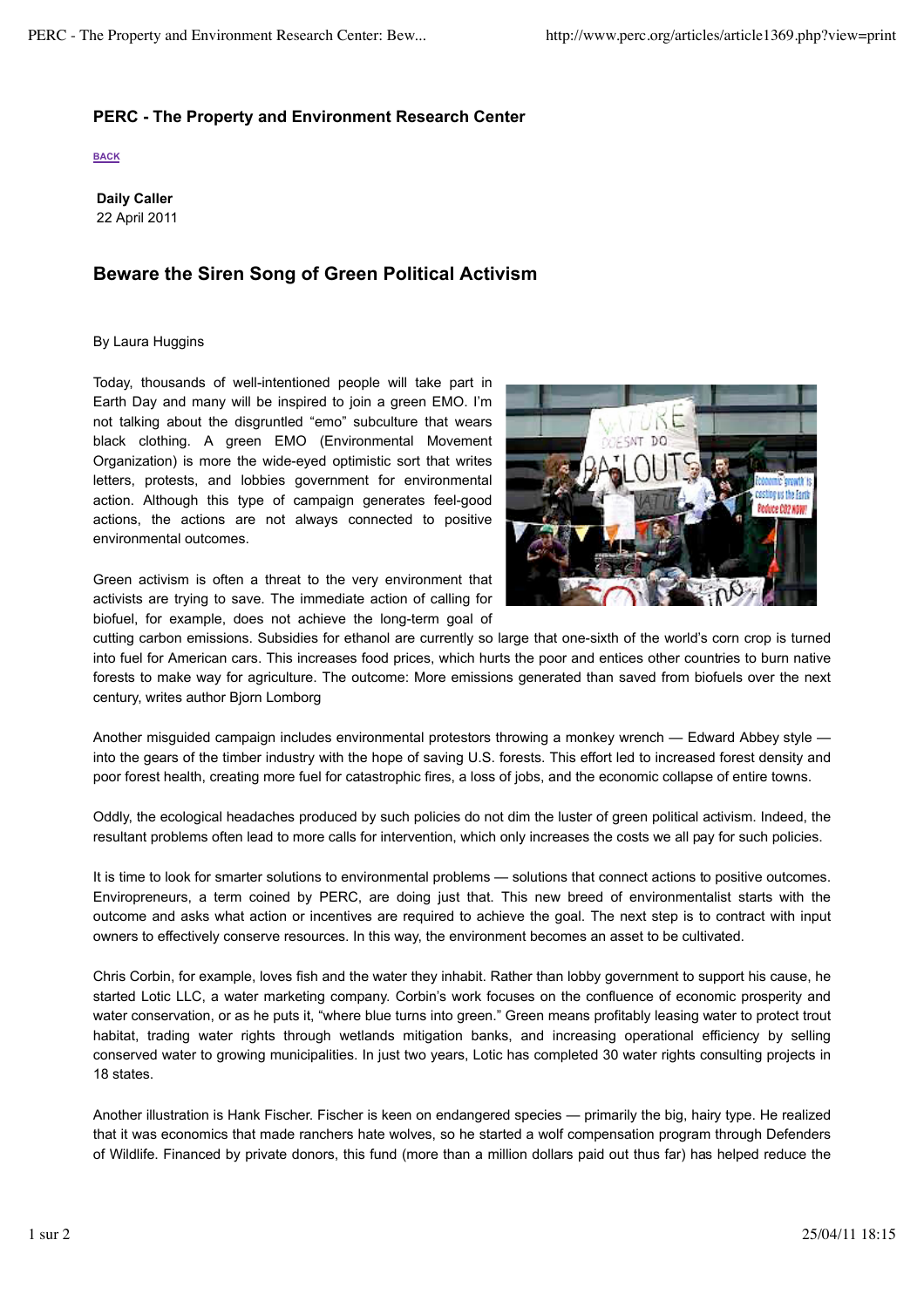## PERC - The Property and Environment Research Center

BACK

**Daily Caller**
22 April 2011

# Beware the Siren Song of Green Political Activism

By Laura Huggins

Today, thousands of well-intentioned people will take part in Earth Day and many will be inspired to join a green EMO. I'm not talking about the disgruntled "emo" subculture that wears black clothing. A green EMO (Environmental Movement Organization) is more the wide-eyed optimistic sort that writes letters, protests, and lobbies government for environmental action. Although this type of campaign generates feel-good actions, the actions are not always connected to positive environmental outcomes.

Green activism is often a threat to the very environment that activists are trying to save. The immediate action of calling for biofuel, for example, does not achieve the long-term goal of cutting carbon emissions. Subsidies for ethanol are currently so large that one-sixth of the world's corn crop is turned into fuel for American cars. This increases food prices, which hurts the poor and entices other countries to burn native forests to make way for agriculture. The outcome: More emissions generated than saved from biofuels over the next century, writes author Bjorn Lomborg

Another misguided campaign includes environmental protestors throwing a monkey wrench — Edward Abbey style — into the gears of the timber industry with the hope of saving U.S. forests. This effort led to increased forest density and poor forest health, creating more fuel for catastrophic fires, a loss of jobs, and the economic collapse of entire towns.

Oddly, the ecological headaches produced by such policies do not dim the luster of green political activism. Indeed, the resultant problems often lead to more calls for intervention, which only increases the costs we all pay for such policies.

It is time to look for smarter solutions to environmental problems — solutions that connect actions to positive outcomes. Enviropreneurs, a term coined by PERC, are doing just that. This new breed of environmentalist starts with the outcome and asks what action or incentives are required to achieve the goal. The next step is to contract with input owners to effectively conserve resources. In this way, the environment becomes an asset to be cultivated.

Chris Corbin, for example, loves fish and the water they inhabit. Rather than lobby government to support his cause, he started Lotic LLC, a water marketing company. Corbin's work focuses on the confluence of economic prosperity and water conservation, or as he puts it, "where blue turns into green." Green means profitably leasing water to protect trout habitat, trading water rights through wetlands mitigation banks, and increasing operational efficiency by selling conserved water to growing municipalities. In just two years, Lotic has completed 30 water rights consulting projects in 18 states.

Another illustration is Hank Fischer. Fischer is keen on endangered species — primarily the big, hairy type. He realized that it was economics that made ranchers hate wolves, so he started a wolf compensation program through Defenders of Wildlife. Financed by private donors, this fund (more than a million dollars paid out thus far) has helped reduce the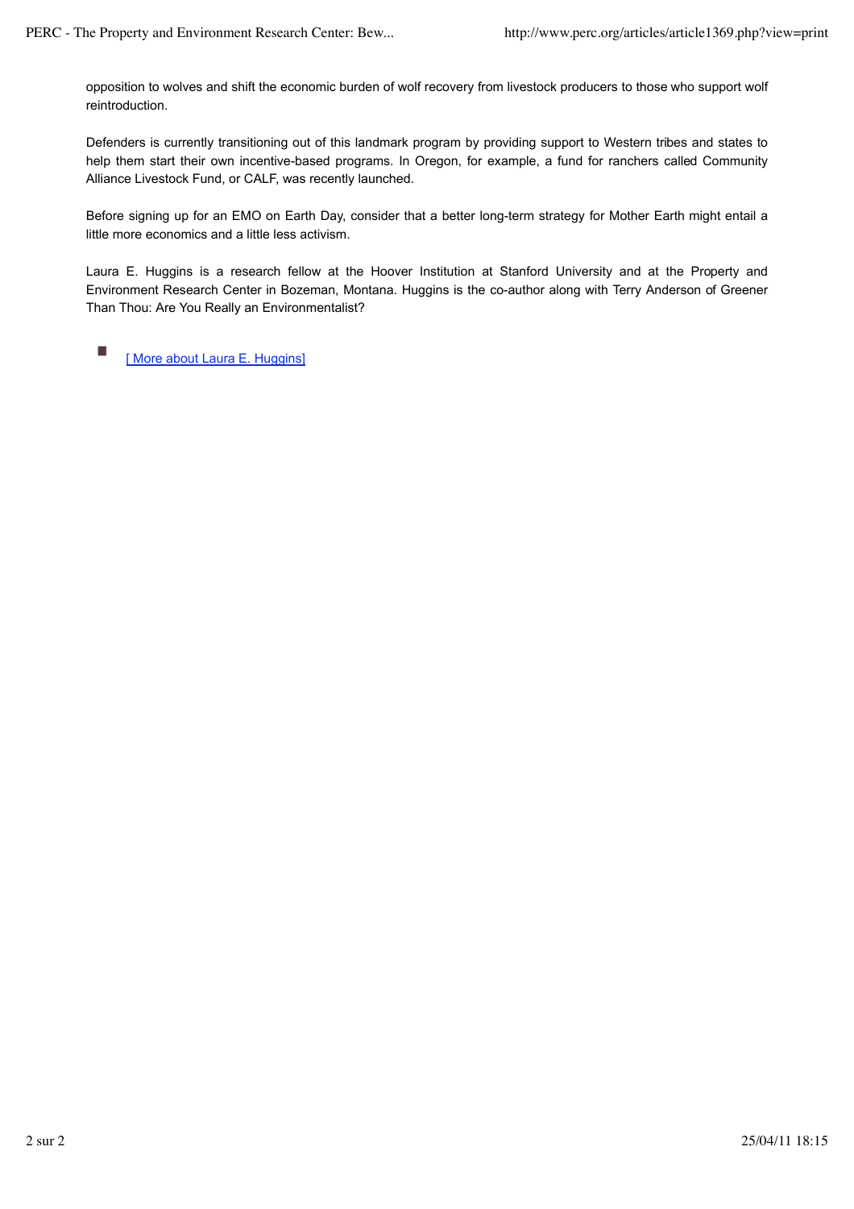opposition to wolves and shift the economic burden of wolf recovery from livestock producers to those who support wolf reintroduction.

Defenders is currently transitioning out of this landmark program by providing support to Western tribes and states to help them start their own incentive-based programs. In Oregon, for example, a fund for ranchers called Community Alliance Livestock Fund, or CALF, was recently launched.

Before signing up for an EMO on Earth Day, consider that a better long-term strategy for Mother Earth might entail a little more economics and a little less activism.

Laura E. Huggins is a research fellow at the Hoover Institution at Stanford University and at the Property and Environment Research Center in Bozeman, Montana. Huggins is the co-author along with Terry Anderson of Greener Than Thou: Are You Really an Environmentalist?

- [ More about Laura E. Huggins]